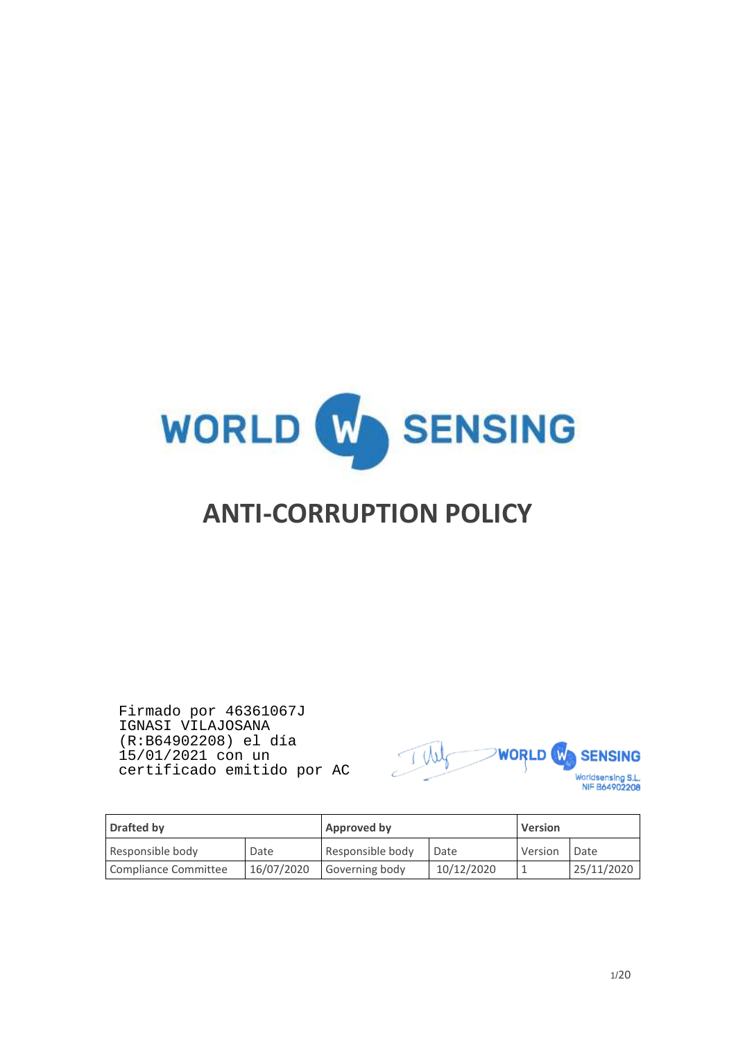WORLD SENSING

# ANTI-CORRUPTION POLICY

Firmado por 46361067J IGNASI VILAJOSANA (R:B64902208) el día 15/01/2021 con un certificado emitido por AC

WORLD SENSING
Worldsensing S.L.
NIF B64902208

| Drafted by | | Approved by | | Version | |
|---|---|---|---|---|---|
| Responsible body | Date | Responsible body | Date | Version | Date |
| Compliance Committee | 16/07/2020 | Governing body | 10/12/2020 | 1 | 25/11/2020 |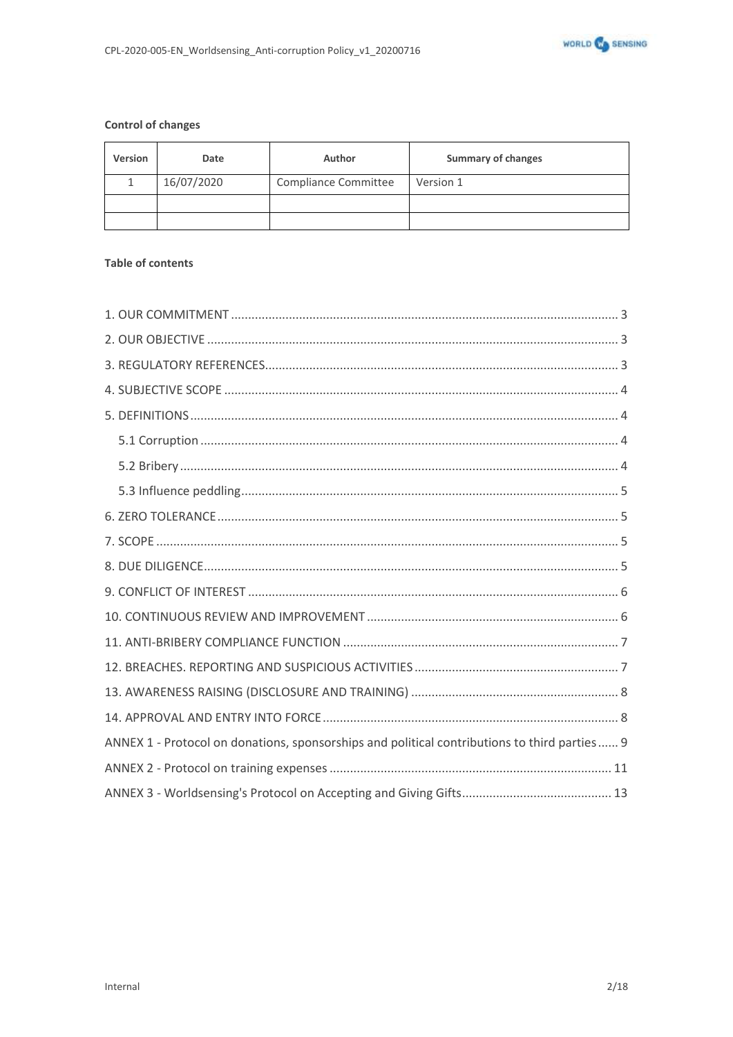**Control of changes**

| Version | Date | Author | Summary of changes |
| --- | --- | --- | --- |
| 1 | 16/07/2020 | Compliance Committee | Version 1 |
| | | | |
| | | | |

**Table of contents**

1. OUR COMMITMENT ..... 3
2. OUR OBJECTIVE ..... 3
3. REGULATORY REFERENCES ..... 3
4. SUBJECTIVE SCOPE ..... 4
5. DEFINITIONS ..... 4
   - 5.1 Corruption ..... 4
   - 5.2 Bribery ..... 4
   - 5.3 Influence peddling ..... 5
6. ZERO TOLERANCE ..... 5
7. SCOPE ..... 5
8. DUE DILIGENCE ..... 5
9. CONFLICT OF INTEREST ..... 6
10. CONTINUOUS REVIEW AND IMPROVEMENT ..... 6
11. ANTI-BRIBERY COMPLIANCE FUNCTION ..... 7
12. BREACHES. REPORTING AND SUSPICIOUS ACTIVITIES ..... 7
13. AWARENESS RAISING (DISCLOSURE AND TRAINING) ..... 8
14. APPROVAL AND ENTRY INTO FORCE ..... 8

ANNEX 1 - Protocol on donations, sponsorships and political contributions to third parties ..... 9

ANNEX 2 - Protocol on training expenses ..... 11

ANNEX 3 - Worldsensing's Protocol on Accepting and Giving Gifts ..... 13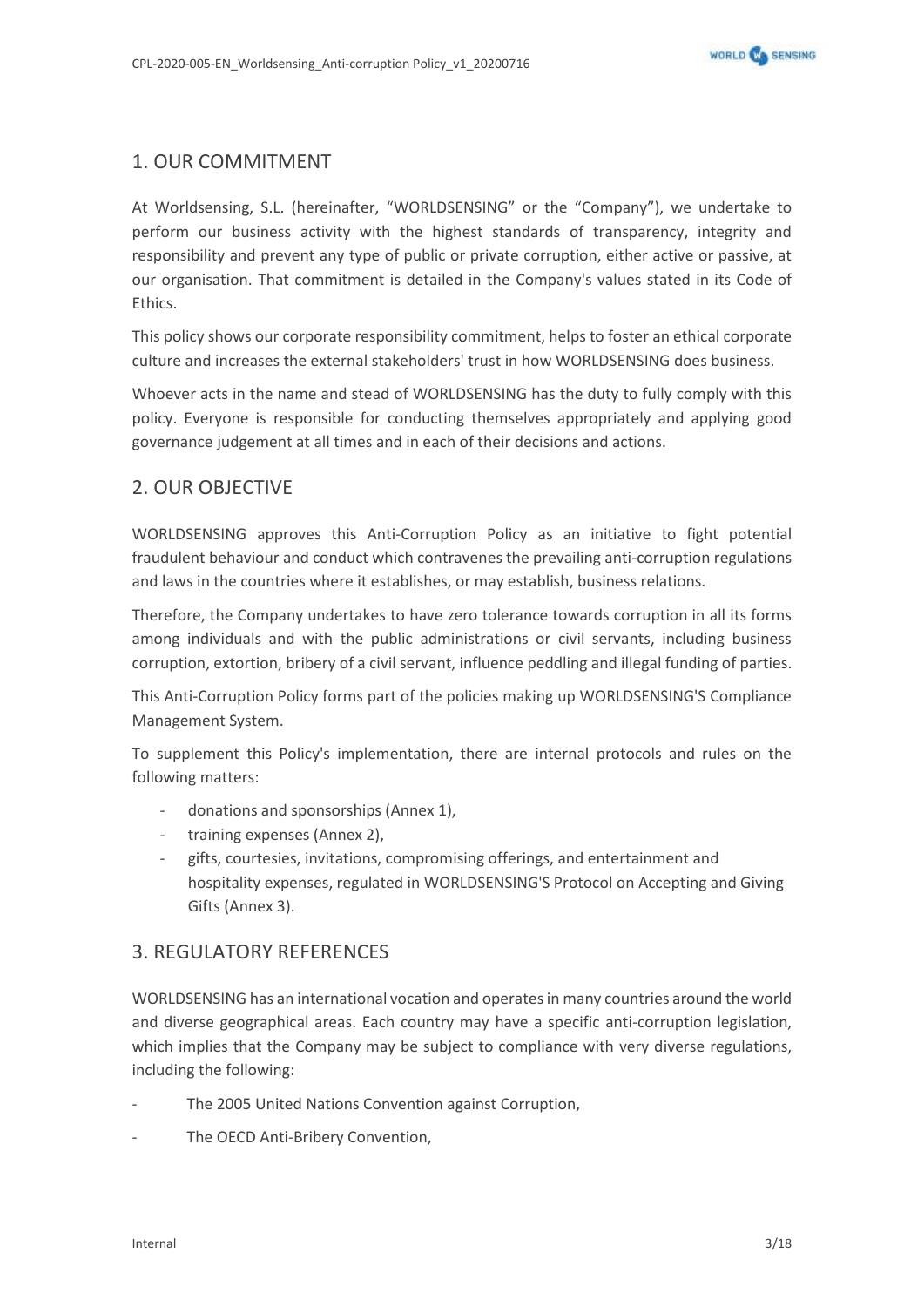## 1. OUR COMMITMENT

At Worldsensing, S.L. (hereinafter, "WORLDSENSING" or the "Company"), we undertake to perform our business activity with the highest standards of transparency, integrity and responsibility and prevent any type of public or private corruption, either active or passive, at our organisation. That commitment is detailed in the Company's values stated in its Code of Ethics.

This policy shows our corporate responsibility commitment, helps to foster an ethical corporate culture and increases the external stakeholders' trust in how WORLDSENSING does business.

Whoever acts in the name and stead of WORLDSENSING has the duty to fully comply with this policy. Everyone is responsible for conducting themselves appropriately and applying good governance judgement at all times and in each of their decisions and actions.

## 2. OUR OBJECTIVE

WORLDSENSING approves this Anti-Corruption Policy as an initiative to fight potential fraudulent behaviour and conduct which contravenes the prevailing anti-corruption regulations and laws in the countries where it establishes, or may establish, business relations.

Therefore, the Company undertakes to have zero tolerance towards corruption in all its forms among individuals and with the public administrations or civil servants, including business corruption, extortion, bribery of a civil servant, influence peddling and illegal funding of parties.

This Anti-Corruption Policy forms part of the policies making up WORLDSENSING'S Compliance Management System.

To supplement this Policy's implementation, there are internal protocols and rules on the following matters:

- donations and sponsorships (Annex 1),
- training expenses (Annex 2),
- gifts, courtesies, invitations, compromising offerings, and entertainment and hospitality expenses, regulated in WORLDSENSING'S Protocol on Accepting and Giving Gifts (Annex 3).

## 3. REGULATORY REFERENCES

WORLDSENSING has an international vocation and operates in many countries around the world and diverse geographical areas. Each country may have a specific anti-corruption legislation, which implies that the Company may be subject to compliance with very diverse regulations, including the following:

- The 2005 United Nations Convention against Corruption,
- The OECD Anti-Bribery Convention,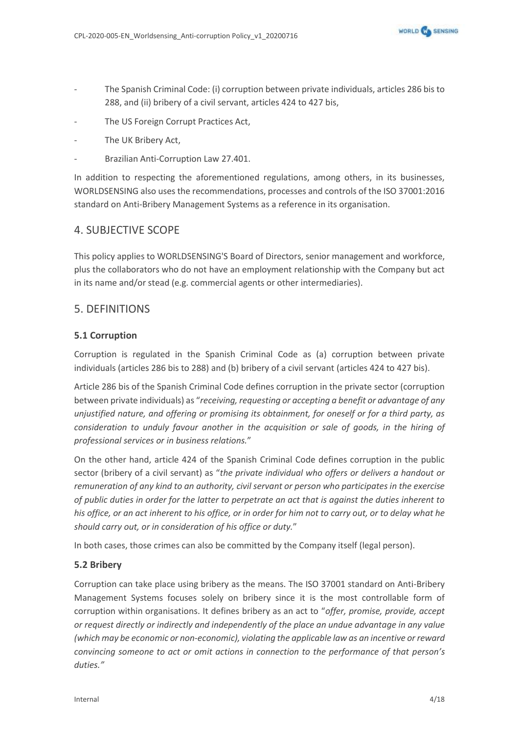- The Spanish Criminal Code: (i) corruption between private individuals, articles 286 bis to 288, and (ii) bribery of a civil servant, articles 424 to 427 bis,
- The US Foreign Corrupt Practices Act,
- The UK Bribery Act,
- Brazilian Anti-Corruption Law 27.401.

In addition to respecting the aforementioned regulations, among others, in its businesses, WORLDSENSING also uses the recommendations, processes and controls of the ISO 37001:2016 standard on Anti-Bribery Management Systems as a reference in its organisation.

## 4. SUBJECTIVE SCOPE

This policy applies to WORLDSENSING'S Board of Directors, senior management and workforce, plus the collaborators who do not have an employment relationship with the Company but act in its name and/or stead (e.g. commercial agents or other intermediaries).

## 5. DEFINITIONS

### 5.1 Corruption

Corruption is regulated in the Spanish Criminal Code as (a) corruption between private individuals (articles 286 bis to 288) and (b) bribery of a civil servant (articles 424 to 427 bis).

Article 286 bis of the Spanish Criminal Code defines corruption in the private sector (corruption between private individuals) as "*receiving, requesting or accepting a benefit or advantage of any unjustified nature, and offering or promising its obtainment, for oneself or for a third party, as consideration to unduly favour another in the acquisition or sale of goods, in the hiring of professional services or in business relations.*"

On the other hand, article 424 of the Spanish Criminal Code defines corruption in the public sector (bribery of a civil servant) as "*the private individual who offers or delivers a handout or remuneration of any kind to an authority, civil servant or person who participates in the exercise of public duties in order for the latter to perpetrate an act that is against the duties inherent to his office, or an act inherent to his office, or in order for him not to carry out, or to delay what he should carry out, or in consideration of his office or duty.*"

In both cases, those crimes can also be committed by the Company itself (legal person).

### 5.2 Bribery

Corruption can take place using bribery as the means. The ISO 37001 standard on Anti-Bribery Management Systems focuses solely on bribery since it is the most controllable form of corruption within organisations. It defines bribery as an act to "*offer, promise, provide, accept or request directly or indirectly and independently of the place an undue advantage in any value (which may be economic or non-economic), violating the applicable law as an incentive or reward convincing someone to act or omit actions in connection to the performance of that person's duties.*"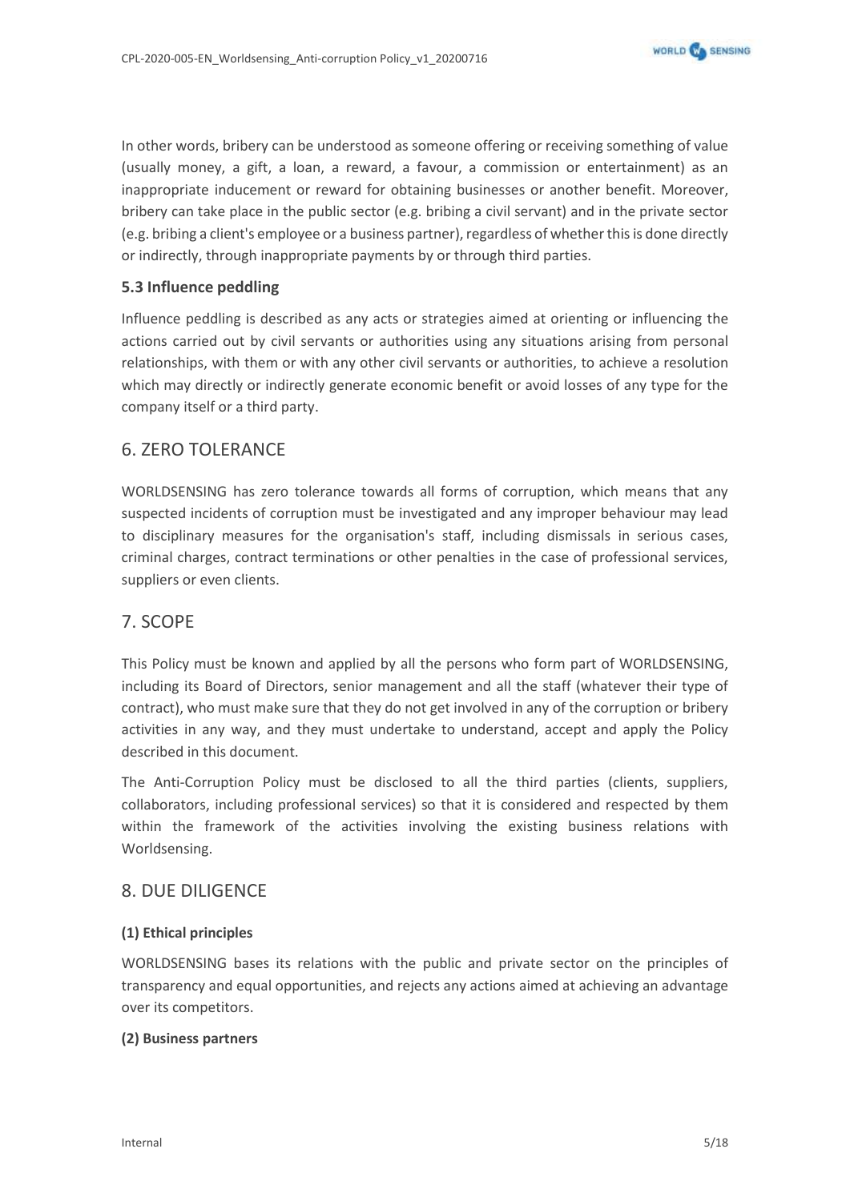In other words, bribery can be understood as someone offering or receiving something of value (usually money, a gift, a loan, a reward, a favour, a commission or entertainment) as an inappropriate inducement or reward for obtaining businesses or another benefit. Moreover, bribery can take place in the public sector (e.g. bribing a civil servant) and in the private sector (e.g. bribing a client's employee or a business partner), regardless of whether this is done directly or indirectly, through inappropriate payments by or through third parties.

### 5.3 Influence peddling

Influence peddling is described as any acts or strategies aimed at orienting or influencing the actions carried out by civil servants or authorities using any situations arising from personal relationships, with them or with any other civil servants or authorities, to achieve a resolution which may directly or indirectly generate economic benefit or avoid losses of any type for the company itself or a third party.

## 6. ZERO TOLERANCE

WORLDSENSING has zero tolerance towards all forms of corruption, which means that any suspected incidents of corruption must be investigated and any improper behaviour may lead to disciplinary measures for the organisation's staff, including dismissals in serious cases, criminal charges, contract terminations or other penalties in the case of professional services, suppliers or even clients.

## 7. SCOPE

This Policy must be known and applied by all the persons who form part of WORLDSENSING, including its Board of Directors, senior management and all the staff (whatever their type of contract), who must make sure that they do not get involved in any of the corruption or bribery activities in any way, and they must undertake to understand, accept and apply the Policy described in this document.

The Anti-Corruption Policy must be disclosed to all the third parties (clients, suppliers, collaborators, including professional services) so that it is considered and respected by them within the framework of the activities involving the existing business relations with Worldsensing.

## 8. DUE DILIGENCE

**(1) Ethical principles**

WORLDSENSING bases its relations with the public and private sector on the principles of transparency and equal opportunities, and rejects any actions aimed at achieving an advantage over its competitors.

**(2) Business partners**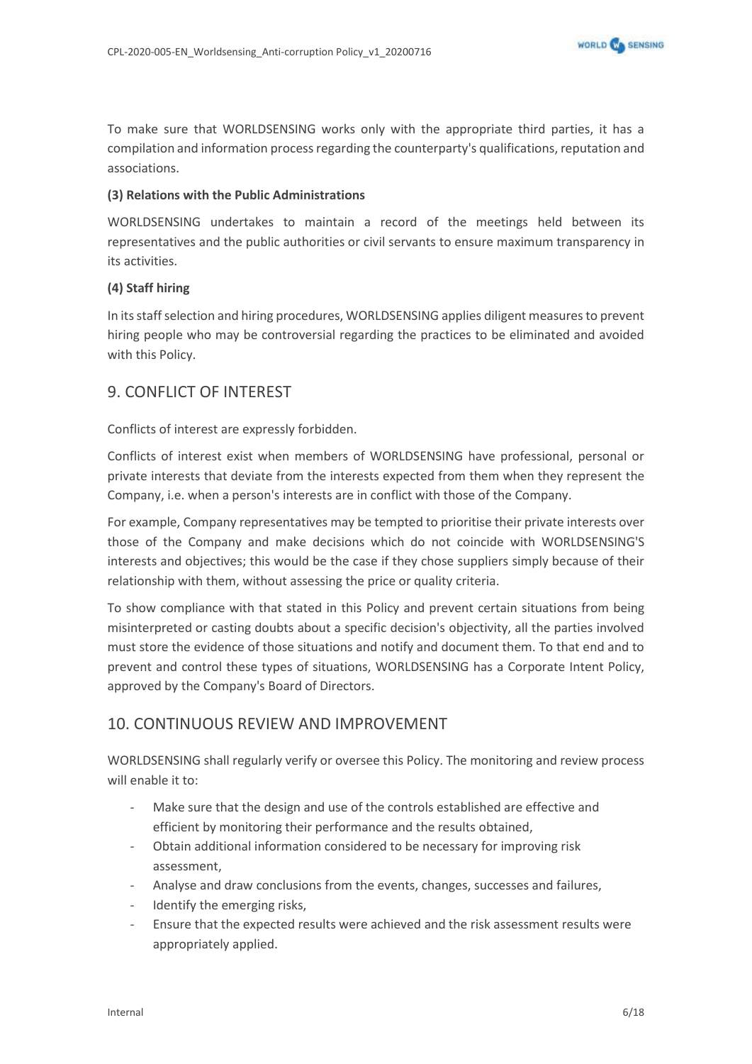To make sure that WORLDSENSING works only with the appropriate third parties, it has a compilation and information process regarding the counterparty's qualifications, reputation and associations.

**(3) Relations with the Public Administrations**

WORLDSENSING undertakes to maintain a record of the meetings held between its representatives and the public authorities or civil servants to ensure maximum transparency in its activities.

**(4) Staff hiring**

In its staff selection and hiring procedures, WORLDSENSING applies diligent measures to prevent hiring people who may be controversial regarding the practices to be eliminated and avoided with this Policy.

## 9. CONFLICT OF INTEREST

Conflicts of interest are expressly forbidden.

Conflicts of interest exist when members of WORLDSENSING have professional, personal or private interests that deviate from the interests expected from them when they represent the Company, i.e. when a person's interests are in conflict with those of the Company.

For example, Company representatives may be tempted to prioritise their private interests over those of the Company and make decisions which do not coincide with WORLDSENSING'S interests and objectives; this would be the case if they chose suppliers simply because of their relationship with them, without assessing the price or quality criteria.

To show compliance with that stated in this Policy and prevent certain situations from being misinterpreted or casting doubts about a specific decision's objectivity, all the parties involved must store the evidence of those situations and notify and document them. To that end and to prevent and control these types of situations, WORLDSENSING has a Corporate Intent Policy, approved by the Company's Board of Directors.

## 10. CONTINUOUS REVIEW AND IMPROVEMENT

WORLDSENSING shall regularly verify or oversee this Policy. The monitoring and review process will enable it to:

- Make sure that the design and use of the controls established are effective and efficient by monitoring their performance and the results obtained,
- Obtain additional information considered to be necessary for improving risk assessment,
- Analyse and draw conclusions from the events, changes, successes and failures,
- Identify the emerging risks,
- Ensure that the expected results were achieved and the risk assessment results were appropriately applied.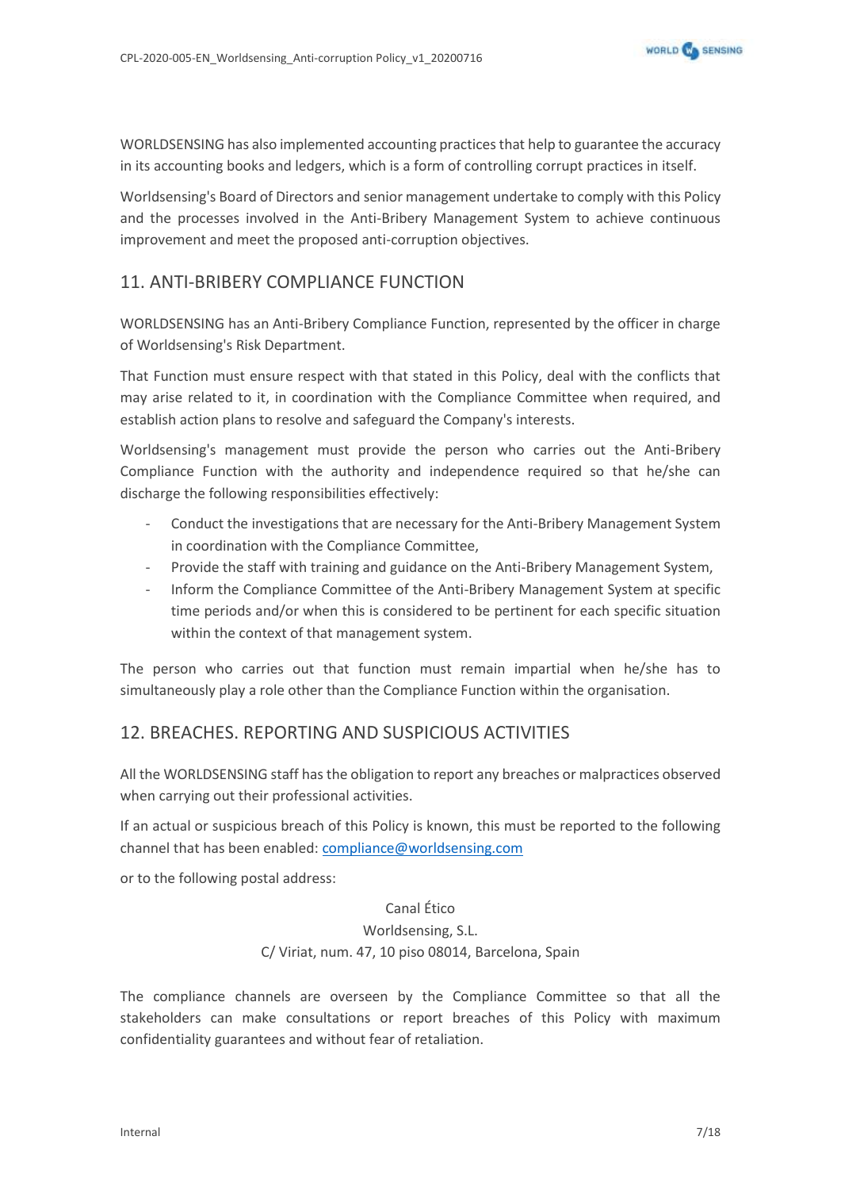WORLDSENSING has also implemented accounting practices that help to guarantee the accuracy in its accounting books and ledgers, which is a form of controlling corrupt practices in itself.

Worldsensing's Board of Directors and senior management undertake to comply with this Policy and the processes involved in the Anti-Bribery Management System to achieve continuous improvement and meet the proposed anti-corruption objectives.

## 11. ANTI-BRIBERY COMPLIANCE FUNCTION

WORLDSENSING has an Anti-Bribery Compliance Function, represented by the officer in charge of Worldsensing's Risk Department.

That Function must ensure respect with that stated in this Policy, deal with the conflicts that may arise related to it, in coordination with the Compliance Committee when required, and establish action plans to resolve and safeguard the Company's interests.

Worldsensing's management must provide the person who carries out the Anti-Bribery Compliance Function with the authority and independence required so that he/she can discharge the following responsibilities effectively:

- Conduct the investigations that are necessary for the Anti-Bribery Management System in coordination with the Compliance Committee,
- Provide the staff with training and guidance on the Anti-Bribery Management System,
- Inform the Compliance Committee of the Anti-Bribery Management System at specific time periods and/or when this is considered to be pertinent for each specific situation within the context of that management system.

The person who carries out that function must remain impartial when he/she has to simultaneously play a role other than the Compliance Function within the organisation.

## 12. BREACHES. REPORTING AND SUSPICIOUS ACTIVITIES

All the WORLDSENSING staff has the obligation to report any breaches or malpractices observed when carrying out their professional activities.

If an actual or suspicious breach of this Policy is known, this must be reported to the following channel that has been enabled: compliance@worldsensing.com

or to the following postal address:

Canal Ético
Worldsensing, S.L.
C/ Viriat, num. 47, 10 piso 08014, Barcelona, Spain

The compliance channels are overseen by the Compliance Committee so that all the stakeholders can make consultations or report breaches of this Policy with maximum confidentiality guarantees and without fear of retaliation.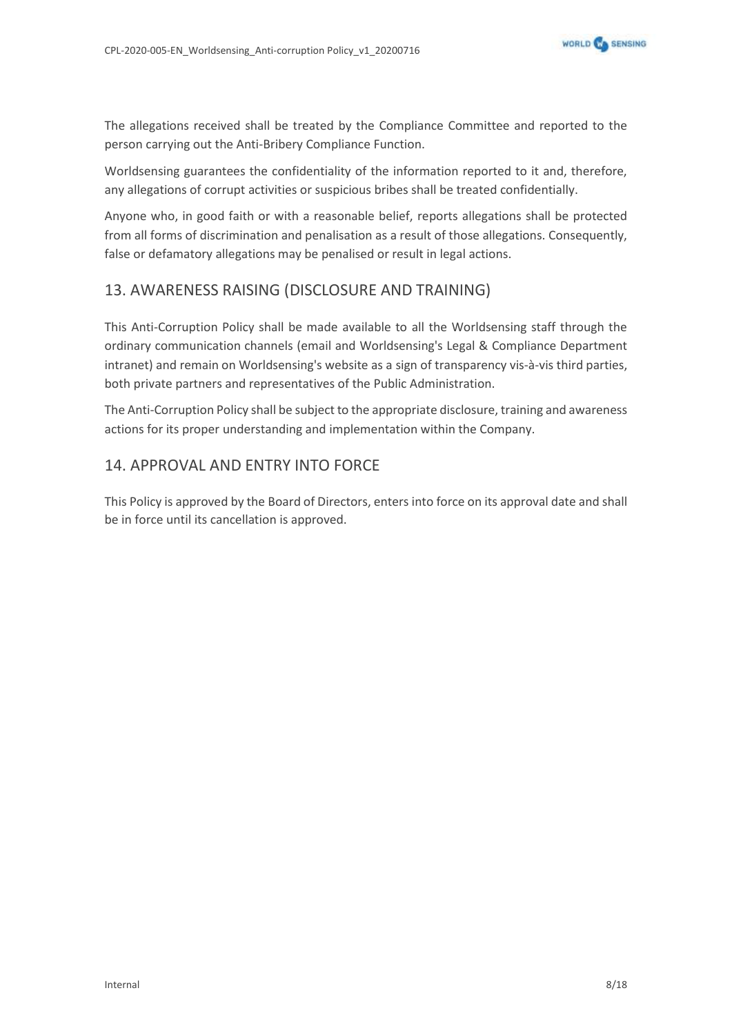The allegations received shall be treated by the Compliance Committee and reported to the person carrying out the Anti-Bribery Compliance Function.

Worldsensing guarantees the confidentiality of the information reported to it and, therefore, any allegations of corrupt activities or suspicious bribes shall be treated confidentially.

Anyone who, in good faith or with a reasonable belief, reports allegations shall be protected from all forms of discrimination and penalisation as a result of those allegations. Consequently, false or defamatory allegations may be penalised or result in legal actions.

## 13. AWARENESS RAISING (DISCLOSURE AND TRAINING)

This Anti-Corruption Policy shall be made available to all the Worldsensing staff through the ordinary communication channels (email and Worldsensing's Legal & Compliance Department intranet) and remain on Worldsensing's website as a sign of transparency vis-à-vis third parties, both private partners and representatives of the Public Administration.

The Anti-Corruption Policy shall be subject to the appropriate disclosure, training and awareness actions for its proper understanding and implementation within the Company.

## 14. APPROVAL AND ENTRY INTO FORCE

This Policy is approved by the Board of Directors, enters into force on its approval date and shall be in force until its cancellation is approved.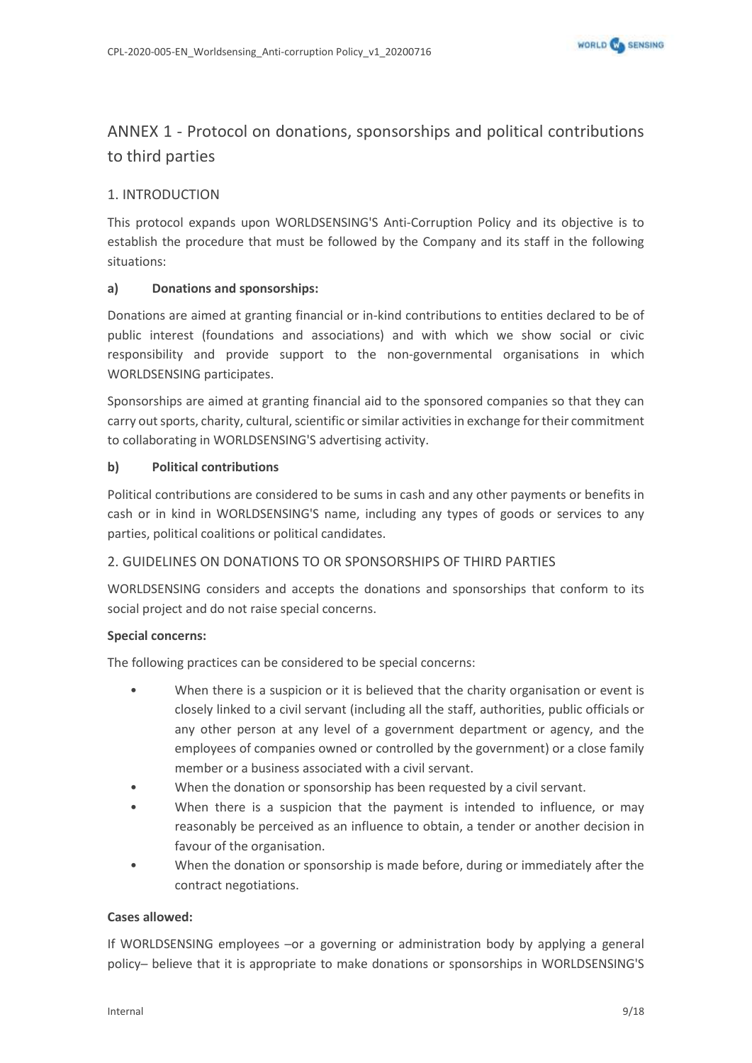# ANNEX 1 - Protocol on donations, sponsorships and political contributions to third parties

## 1. INTRODUCTION

This protocol expands upon WORLDSENSING'S Anti-Corruption Policy and its objective is to establish the procedure that must be followed by the Company and its staff in the following situations:

**a) Donations and sponsorships:**

Donations are aimed at granting financial or in-kind contributions to entities declared to be of public interest (foundations and associations) and with which we show social or civic responsibility and provide support to the non-governmental organisations in which WORLDSENSING participates.

Sponsorships are aimed at granting financial aid to the sponsored companies so that they can carry out sports, charity, cultural, scientific or similar activities in exchange for their commitment to collaborating in WORLDSENSING'S advertising activity.

**b) Political contributions**

Political contributions are considered to be sums in cash and any other payments or benefits in cash or in kind in WORLDSENSING'S name, including any types of goods or services to any parties, political coalitions or political candidates.

## 2. GUIDELINES ON DONATIONS TO OR SPONSORSHIPS OF THIRD PARTIES

WORLDSENSING considers and accepts the donations and sponsorships that conform to its social project and do not raise special concerns.

**Special concerns:**

The following practices can be considered to be special concerns:

- When there is a suspicion or it is believed that the charity organisation or event is closely linked to a civil servant (including all the staff, authorities, public officials or any other person at any level of a government department or agency, and the employees of companies owned or controlled by the government) or a close family member or a business associated with a civil servant.
- When the donation or sponsorship has been requested by a civil servant.
- When there is a suspicion that the payment is intended to influence, or may reasonably be perceived as an influence to obtain, a tender or another decision in favour of the organisation.
- When the donation or sponsorship is made before, during or immediately after the contract negotiations.

**Cases allowed:**

If WORLDSENSING employees –or a governing or administration body by applying a general policy– believe that it is appropriate to make donations or sponsorships in WORLDSENSING'S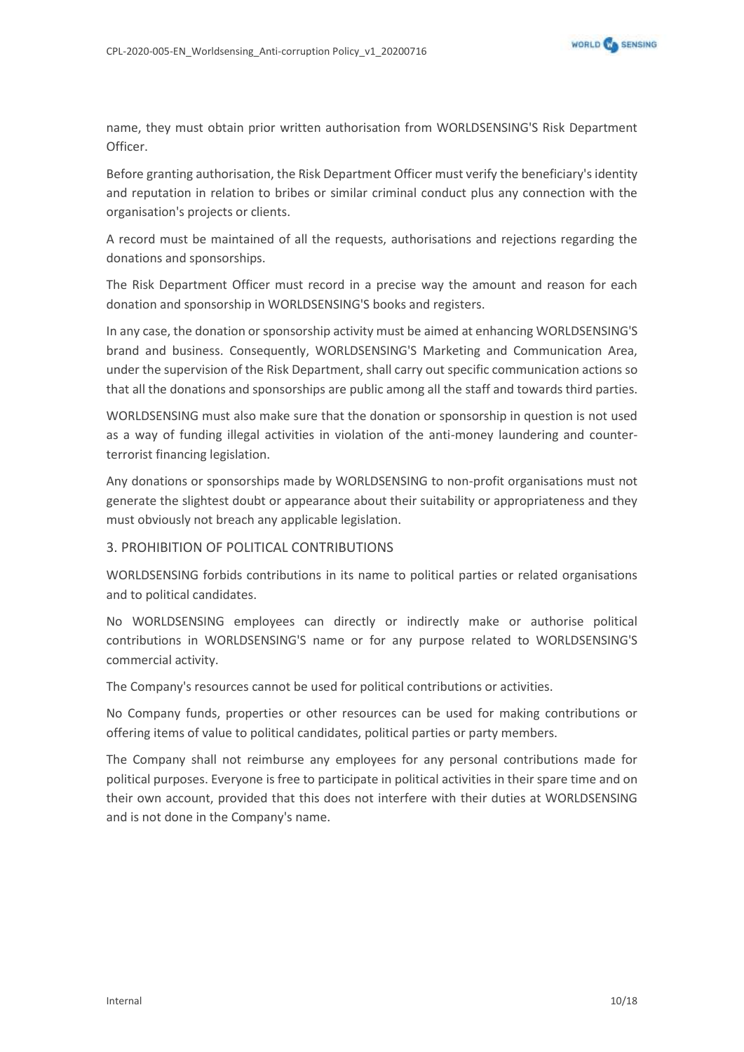name, they must obtain prior written authorisation from WORLDSENSING'S Risk Department Officer.

Before granting authorisation, the Risk Department Officer must verify the beneficiary's identity and reputation in relation to bribes or similar criminal conduct plus any connection with the organisation's projects or clients.

A record must be maintained of all the requests, authorisations and rejections regarding the donations and sponsorships.

The Risk Department Officer must record in a precise way the amount and reason for each donation and sponsorship in WORLDSENSING'S books and registers.

In any case, the donation or sponsorship activity must be aimed at enhancing WORLDSENSING'S brand and business. Consequently, WORLDSENSING'S Marketing and Communication Area, under the supervision of the Risk Department, shall carry out specific communication actions so that all the donations and sponsorships are public among all the staff and towards third parties.

WORLDSENSING must also make sure that the donation or sponsorship in question is not used as a way of funding illegal activities in violation of the anti-money laundering and counter-terrorist financing legislation.

Any donations or sponsorships made by WORLDSENSING to non-profit organisations must not generate the slightest doubt or appearance about their suitability or appropriateness and they must obviously not breach any applicable legislation.

## 3. PROHIBITION OF POLITICAL CONTRIBUTIONS

WORLDSENSING forbids contributions in its name to political parties or related organisations and to political candidates.

No WORLDSENSING employees can directly or indirectly make or authorise political contributions in WORLDSENSING'S name or for any purpose related to WORLDSENSING'S commercial activity.

The Company's resources cannot be used for political contributions or activities.

No Company funds, properties or other resources can be used for making contributions or offering items of value to political candidates, political parties or party members.

The Company shall not reimburse any employees for any personal contributions made for political purposes. Everyone is free to participate in political activities in their spare time and on their own account, provided that this does not interfere with their duties at WORLDSENSING and is not done in the Company's name.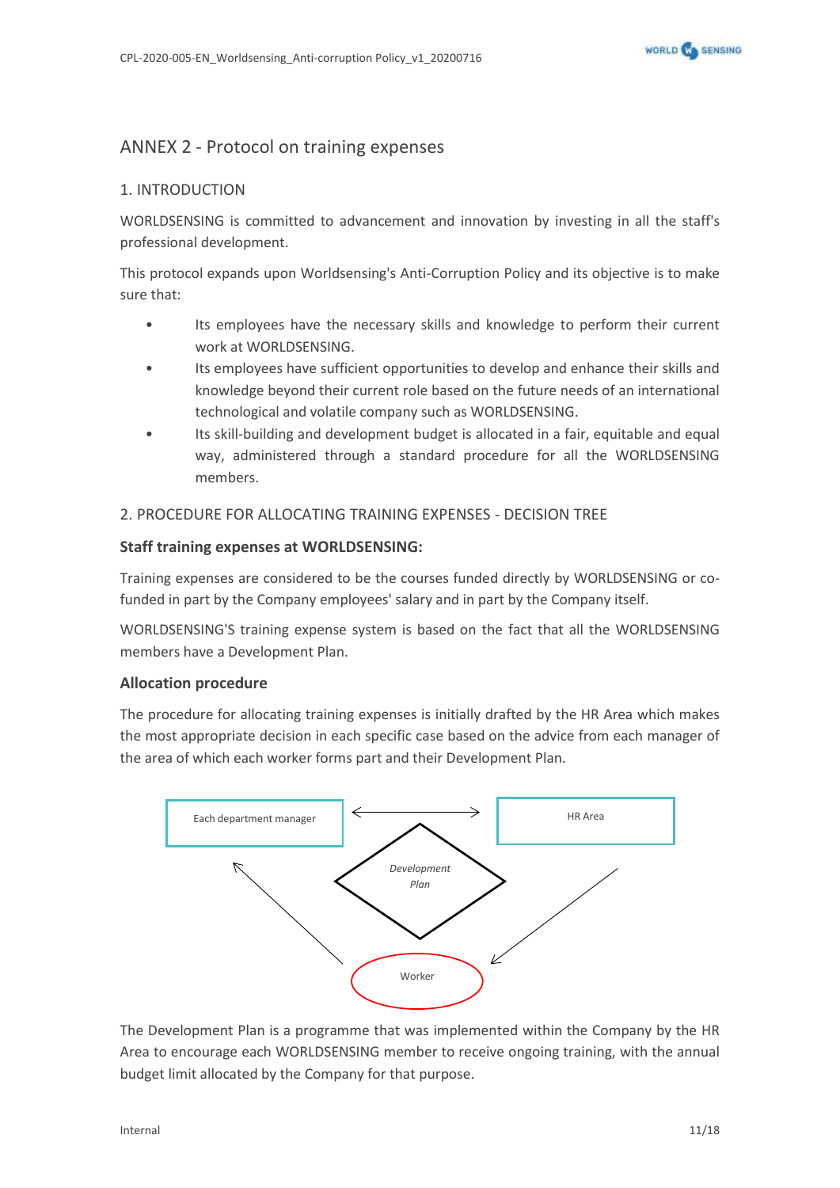# ANNEX 2 - Protocol on training expenses

## 1. INTRODUCTION

WORLDSENSING is committed to advancement and innovation by investing in all the staff's professional development.

This protocol expands upon Worldsensing's Anti-Corruption Policy and its objective is to make sure that:

- Its employees have the necessary skills and knowledge to perform their current work at WORLDSENSING.
- Its employees have sufficient opportunities to develop and enhance their skills and knowledge beyond their current role based on the future needs of an international technological and volatile company such as WORLDSENSING.
- Its skill-building and development budget is allocated in a fair, equitable and equal way, administered through a standard procedure for all the WORLDSENSING members.

## 2. PROCEDURE FOR ALLOCATING TRAINING EXPENSES - DECISION TREE

### Staff training expenses at WORLDSENSING:

Training expenses are considered to be the courses funded directly by WORLDSENSING or co-funded in part by the Company employees' salary and in part by the Company itself.

WORLDSENSING'S training expense system is based on the fact that all the WORLDSENSING members have a Development Plan.

### Allocation procedure

The procedure for allocating training expenses is initially drafted by the HR Area which makes the most appropriate decision in each specific case based on the advice from each manager of the area of which each worker forms part and their Development Plan.

Each department manager ↔ HR Area

*Development Plan*

Worker

The Development Plan is a programme that was implemented within the Company by the HR Area to encourage each WORLDSENSING member to receive ongoing training, with the annual budget limit allocated by the Company for that purpose.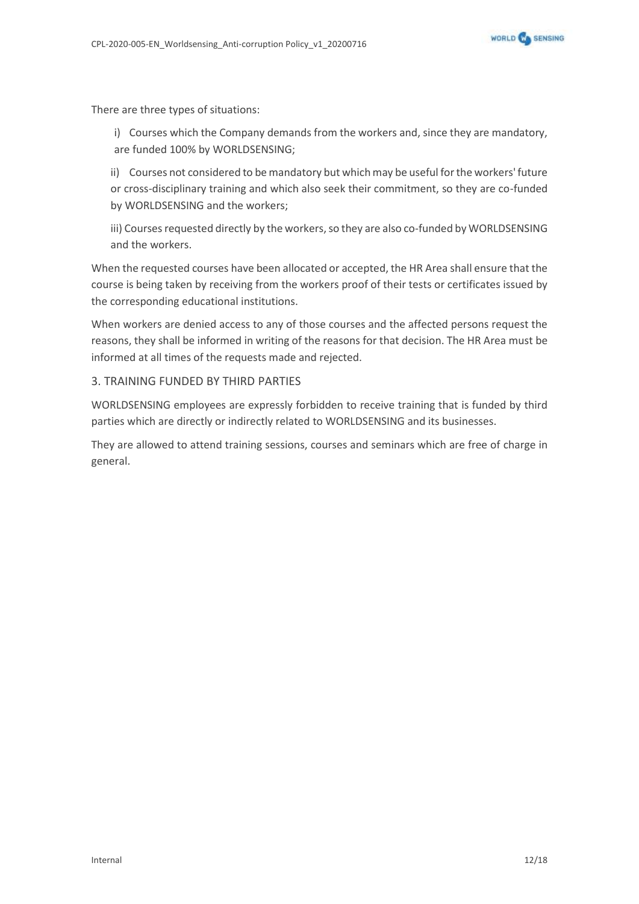There are three types of situations:

i) Courses which the Company demands from the workers and, since they are mandatory, are funded 100% by WORLDSENSING;

ii) Courses not considered to be mandatory but which may be useful for the workers' future or cross-disciplinary training and which also seek their commitment, so they are co-funded by WORLDSENSING and the workers;

iii) Courses requested directly by the workers, so they are also co-funded by WORLDSENSING and the workers.

When the requested courses have been allocated or accepted, the HR Area shall ensure that the course is being taken by receiving from the workers proof of their tests or certificates issued by the corresponding educational institutions.

When workers are denied access to any of those courses and the affected persons request the reasons, they shall be informed in writing of the reasons for that decision. The HR Area must be informed at all times of the requests made and rejected.

## 3. TRAINING FUNDED BY THIRD PARTIES

WORLDSENSING employees are expressly forbidden to receive training that is funded by third parties which are directly or indirectly related to WORLDSENSING and its businesses.

They are allowed to attend training sessions, courses and seminars which are free of charge in general.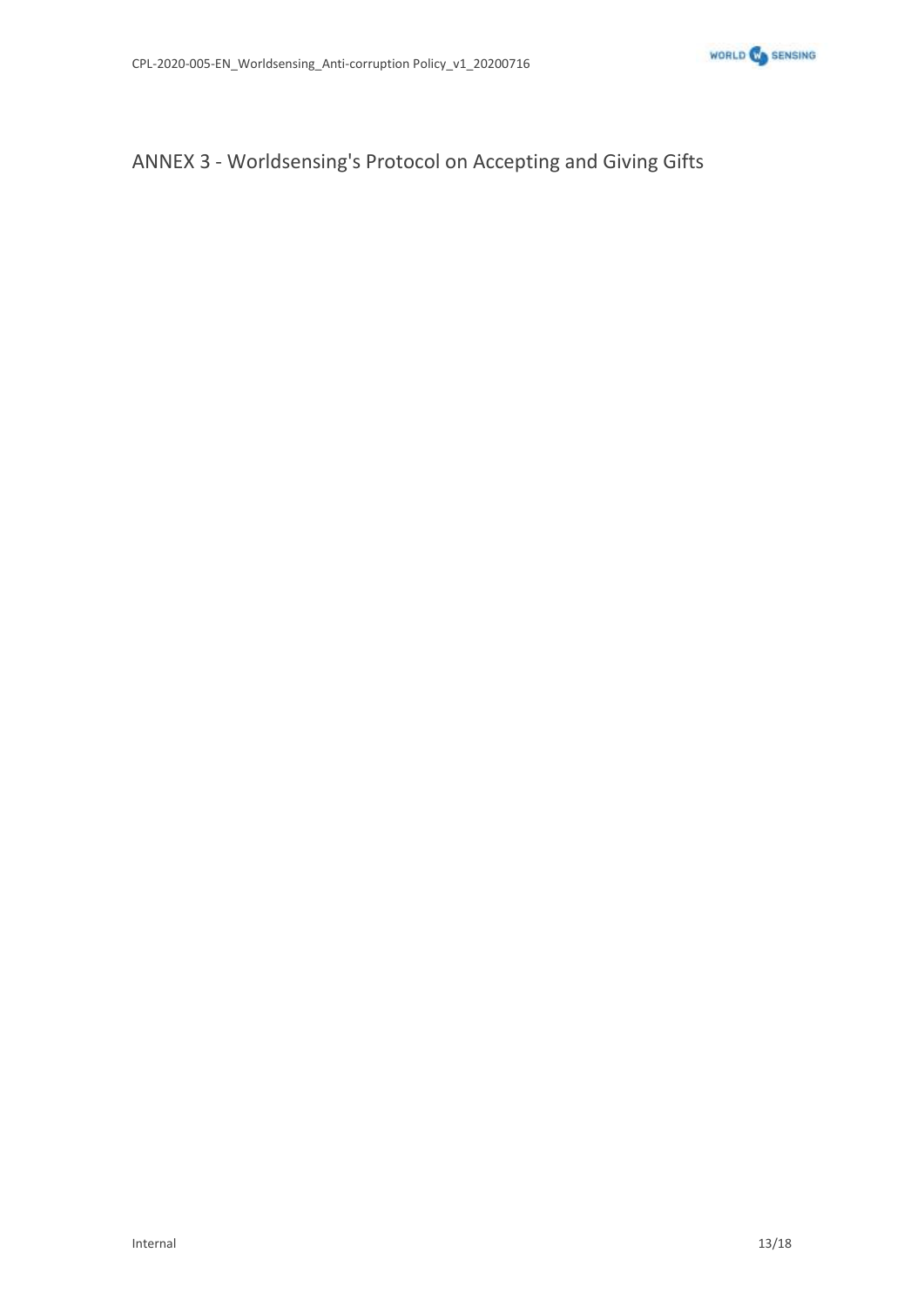# ANNEX 3 - Worldsensing's Protocol on Accepting and Giving Gifts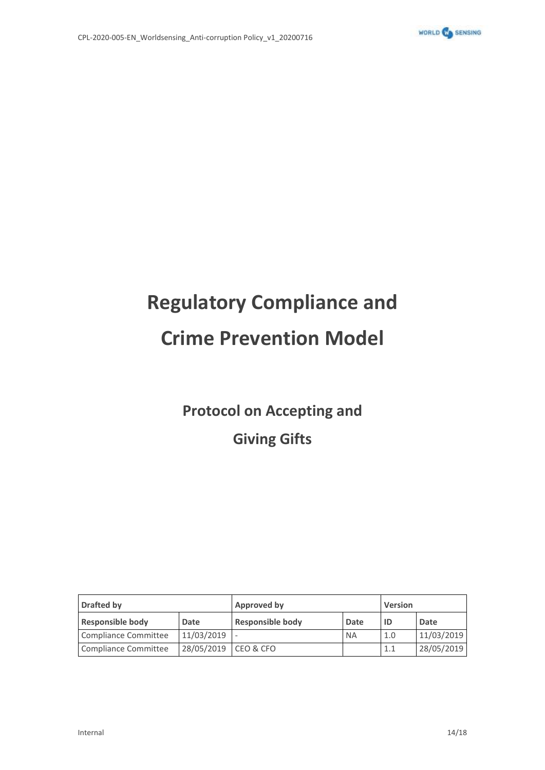# Regulatory Compliance and Crime Prevention Model

## Protocol on Accepting and Giving Gifts

| Drafted by | | Approved by | | Version | |
|---|---|---|---|---|---|
| Responsible body | Date | Responsible body | Date | ID | Date |
| Compliance Committee | 11/03/2019 | - | NA | 1.0 | 11/03/2019 |
| Compliance Committee | 28/05/2019 | CEO & CFO | | 1.1 | 28/05/2019 |

Internal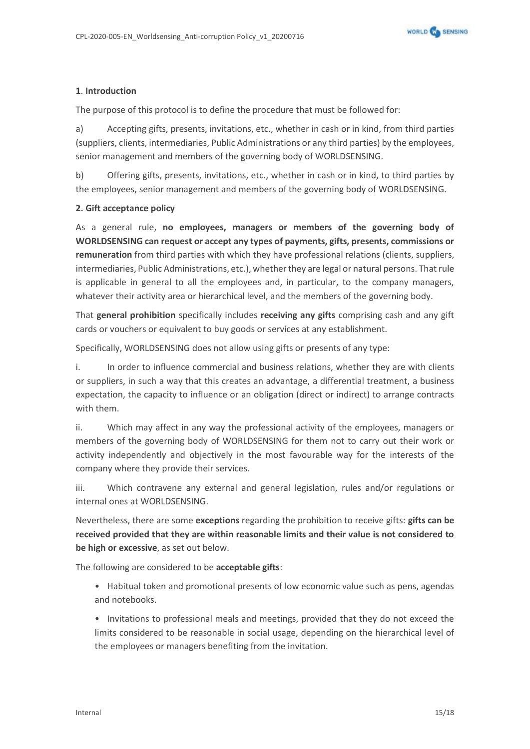## 1. Introduction

The purpose of this protocol is to define the procedure that must be followed for:

a) Accepting gifts, presents, invitations, etc., whether in cash or in kind, from third parties (suppliers, clients, intermediaries, Public Administrations or any third parties) by the employees, senior management and members of the governing body of WORLDSENSING.

b) Offering gifts, presents, invitations, etc., whether in cash or in kind, to third parties by the employees, senior management and members of the governing body of WORLDSENSING.

## 2. Gift acceptance policy

As a general rule, **no employees, managers or members of the governing body of WORLDSENSING can request or accept any types of payments, gifts, presents, commissions or remuneration** from third parties with which they have professional relations (clients, suppliers, intermediaries, Public Administrations, etc.), whether they are legal or natural persons. That rule is applicable in general to all the employees and, in particular, to the company managers, whatever their activity area or hierarchical level, and the members of the governing body.

That **general prohibition** specifically includes **receiving any gifts** comprising cash and any gift cards or vouchers or equivalent to buy goods or services at any establishment.

Specifically, WORLDSENSING does not allow using gifts or presents of any type:

i. In order to influence commercial and business relations, whether they are with clients or suppliers, in such a way that this creates an advantage, a differential treatment, a business expectation, the capacity to influence or an obligation (direct or indirect) to arrange contracts with them.

ii. Which may affect in any way the professional activity of the employees, managers or members of the governing body of WORLDSENSING for them not to carry out their work or activity independently and objectively in the most favourable way for the interests of the company where they provide their services.

iii. Which contravene any external and general legislation, rules and/or regulations or internal ones at WORLDSENSING.

Nevertheless, there are some **exceptions** regarding the prohibition to receive gifts: **gifts can be received provided that they are within reasonable limits and their value is not considered to be high or excessive**, as set out below.

The following are considered to be **acceptable gifts**:

- Habitual token and promotional presents of low economic value such as pens, agendas and notebooks.
- Invitations to professional meals and meetings, provided that they do not exceed the limits considered to be reasonable in social usage, depending on the hierarchical level of the employees or managers benefiting from the invitation.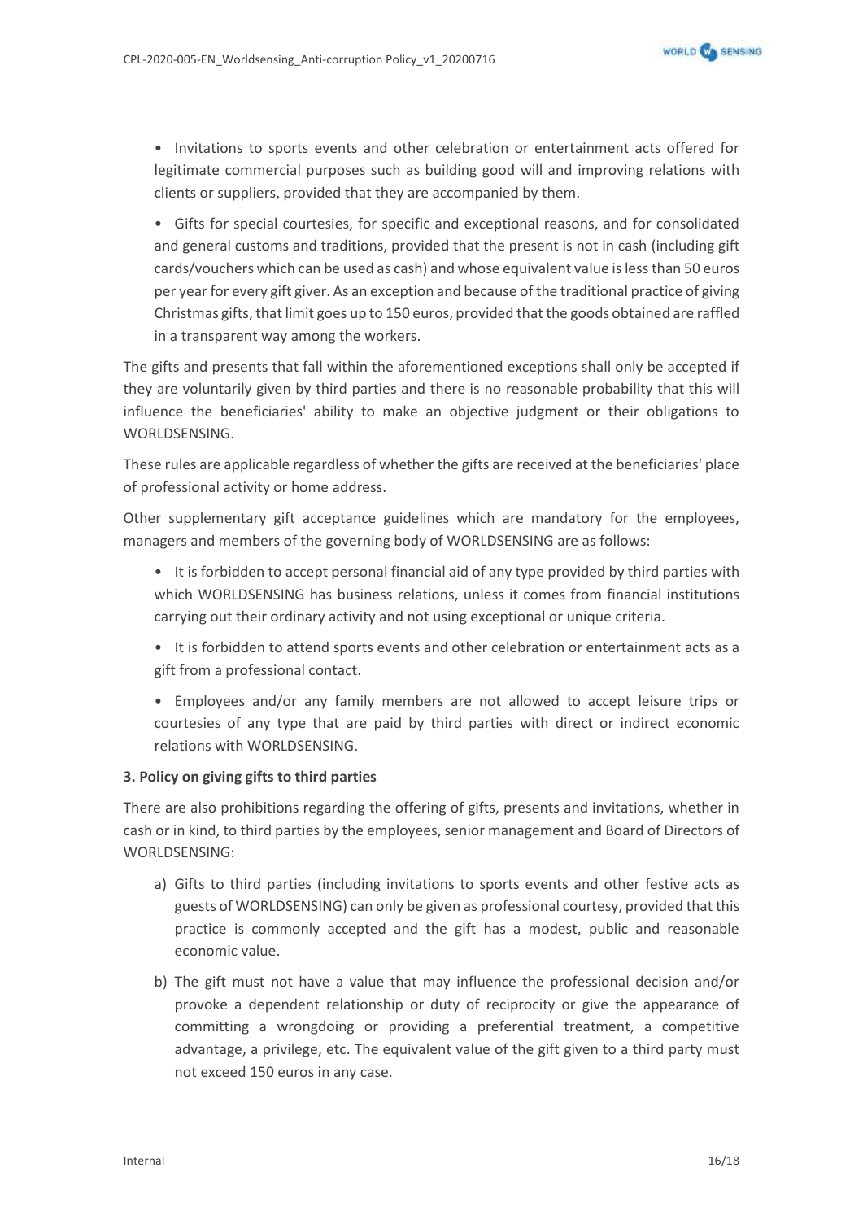- Invitations to sports events and other celebration or entertainment acts offered for legitimate commercial purposes such as building good will and improving relations with clients or suppliers, provided that they are accompanied by them.
- Gifts for special courtesies, for specific and exceptional reasons, and for consolidated and general customs and traditions, provided that the present is not in cash (including gift cards/vouchers which can be used as cash) and whose equivalent value is less than 50 euros per year for every gift giver. As an exception and because of the traditional practice of giving Christmas gifts, that limit goes up to 150 euros, provided that the goods obtained are raffled in a transparent way among the workers.

The gifts and presents that fall within the aforementioned exceptions shall only be accepted if they are voluntarily given by third parties and there is no reasonable probability that this will influence the beneficiaries' ability to make an objective judgment or their obligations to WORLDSENSING.

These rules are applicable regardless of whether the gifts are received at the beneficiaries' place of professional activity or home address.

Other supplementary gift acceptance guidelines which are mandatory for the employees, managers and members of the governing body of WORLDSENSING are as follows:

- It is forbidden to accept personal financial aid of any type provided by third parties with which WORLDSENSING has business relations, unless it comes from financial institutions carrying out their ordinary activity and not using exceptional or unique criteria.
- It is forbidden to attend sports events and other celebration or entertainment acts as a gift from a professional contact.
- Employees and/or any family members are not allowed to accept leisure trips or courtesies of any type that are paid by third parties with direct or indirect economic relations with WORLDSENSING.

**3. Policy on giving gifts to third parties**

There are also prohibitions regarding the offering of gifts, presents and invitations, whether in cash or in kind, to third parties by the employees, senior management and Board of Directors of WORLDSENSING:

a) Gifts to third parties (including invitations to sports events and other festive acts as guests of WORLDSENSING) can only be given as professional courtesy, provided that this practice is commonly accepted and the gift has a modest, public and reasonable economic value.

b) The gift must not have a value that may influence the professional decision and/or provoke a dependent relationship or duty of reciprocity or give the appearance of committing a wrongdoing or providing a preferential treatment, a competitive advantage, a privilege, etc. The equivalent value of the gift given to a third party must not exceed 150 euros in any case.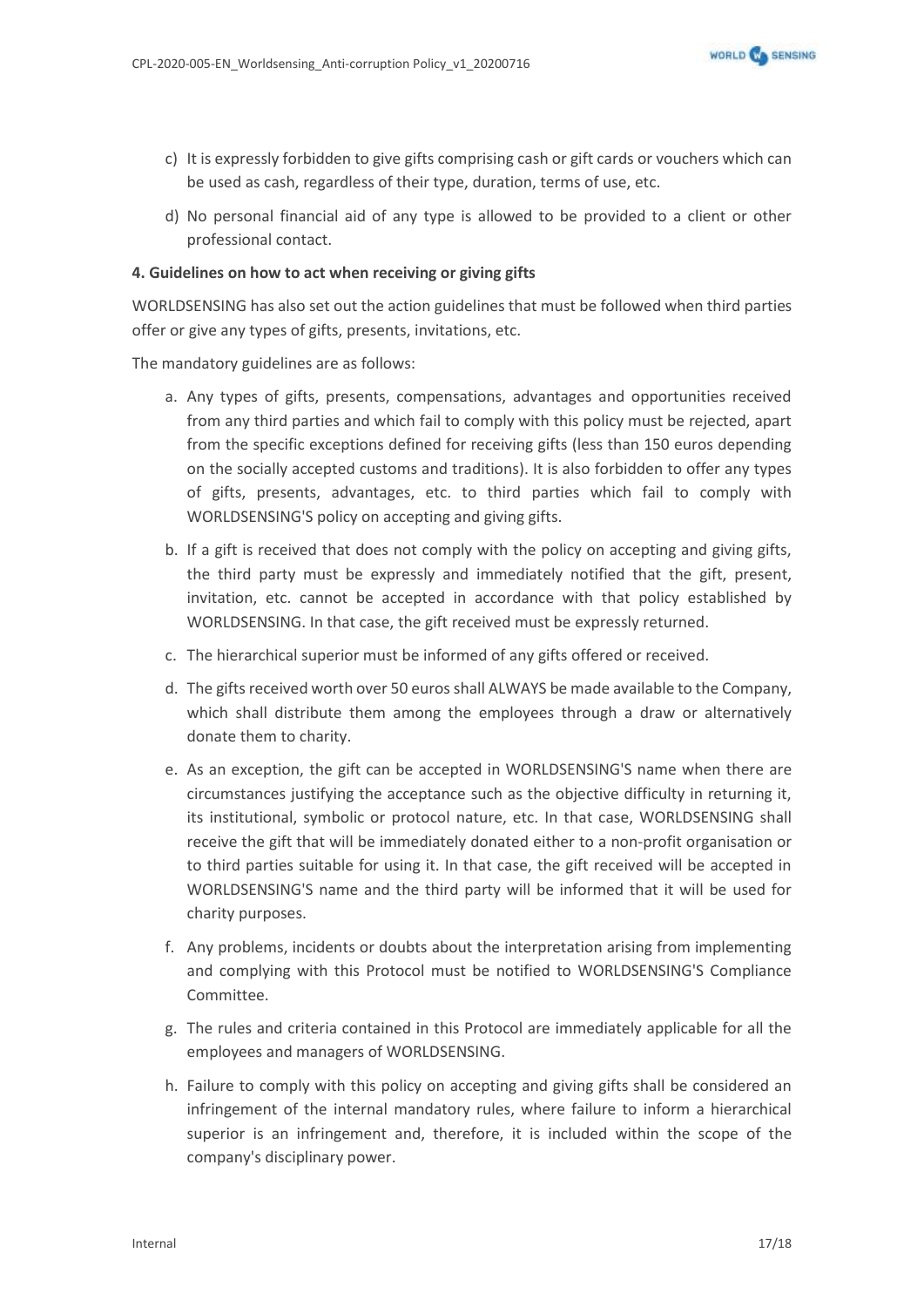c) It is expressly forbidden to give gifts comprising cash or gift cards or vouchers which can be used as cash, regardless of their type, duration, terms of use, etc.

d) No personal financial aid of any type is allowed to be provided to a client or other professional contact.

**4. Guidelines on how to act when receiving or giving gifts**

WORLDSENSING has also set out the action guidelines that must be followed when third parties offer or give any types of gifts, presents, invitations, etc.

The mandatory guidelines are as follows:

a. Any types of gifts, presents, compensations, advantages and opportunities received from any third parties and which fail to comply with this policy must be rejected, apart from the specific exceptions defined for receiving gifts (less than 150 euros depending on the socially accepted customs and traditions). It is also forbidden to offer any types of gifts, presents, advantages, etc. to third parties which fail to comply with WORLDSENSING'S policy on accepting and giving gifts.

b. If a gift is received that does not comply with the policy on accepting and giving gifts, the third party must be expressly and immediately notified that the gift, present, invitation, etc. cannot be accepted in accordance with that policy established by WORLDSENSING. In that case, the gift received must be expressly returned.

c. The hierarchical superior must be informed of any gifts offered or received.

d. The gifts received worth over 50 euros shall ALWAYS be made available to the Company, which shall distribute them among the employees through a draw or alternatively donate them to charity.

e. As an exception, the gift can be accepted in WORLDSENSING'S name when there are circumstances justifying the acceptance such as the objective difficulty in returning it, its institutional, symbolic or protocol nature, etc. In that case, WORLDSENSING shall receive the gift that will be immediately donated either to a non-profit organisation or to third parties suitable for using it. In that case, the gift received will be accepted in WORLDSENSING'S name and the third party will be informed that it will be used for charity purposes.

f. Any problems, incidents or doubts about the interpretation arising from implementing and complying with this Protocol must be notified to WORLDSENSING'S Compliance Committee.

g. The rules and criteria contained in this Protocol are immediately applicable for all the employees and managers of WORLDSENSING.

h. Failure to comply with this policy on accepting and giving gifts shall be considered an infringement of the internal mandatory rules, where failure to inform a hierarchical superior is an infringement and, therefore, it is included within the scope of the company's disciplinary power.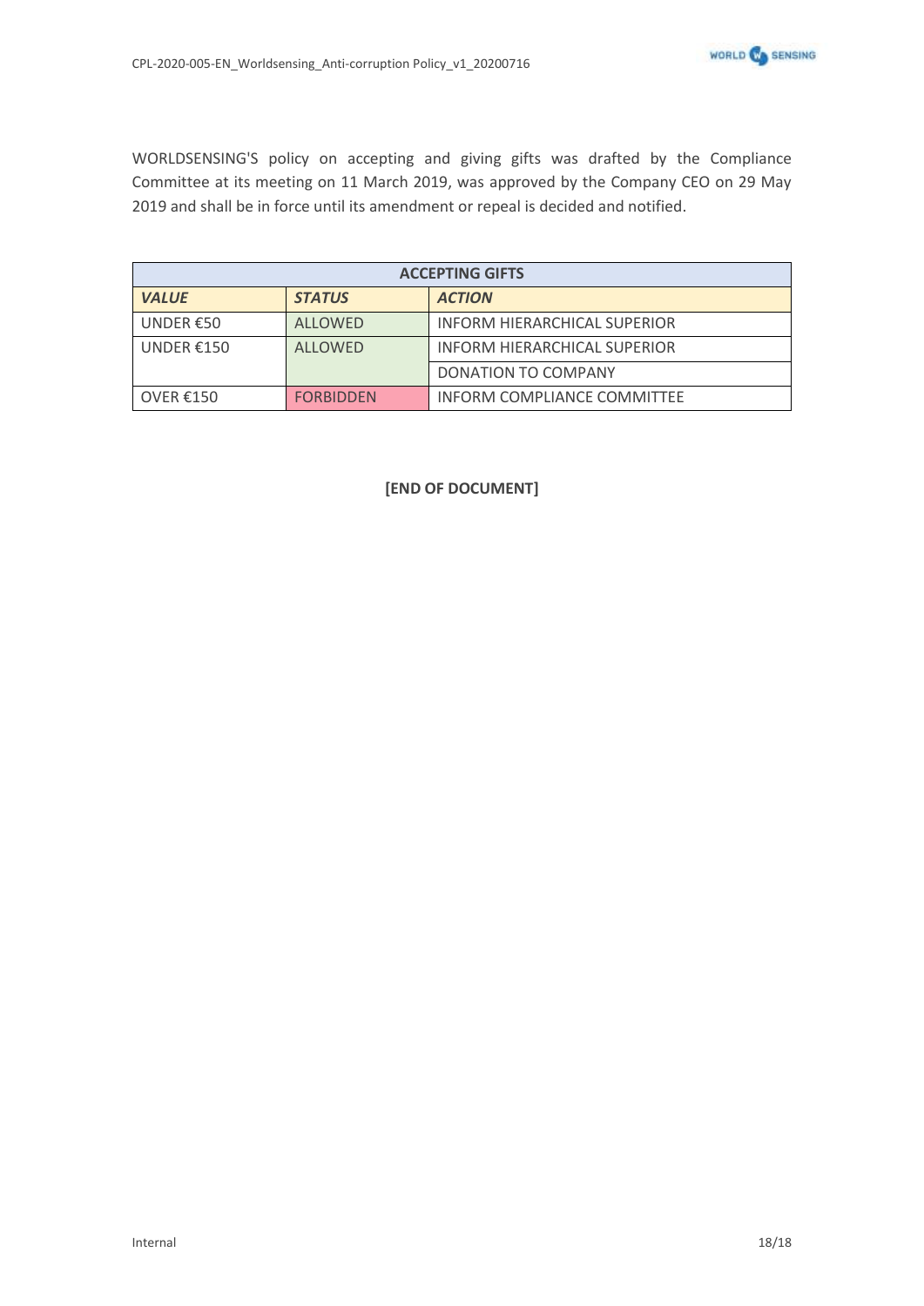WORLDSENSING'S policy on accepting and giving gifts was drafted by the Compliance Committee at its meeting on 11 March 2019, was approved by the Company CEO on 29 May 2019 and shall be in force until its amendment or repeal is decided and notified.

| ACCEPTING GIFTS | | |
|---|---|---|
| ***VALUE*** | ***STATUS*** | ***ACTION*** |
| UNDER €50 | ALLOWED | INFORM HIERARCHICAL SUPERIOR |
| UNDER €150 | ALLOWED | INFORM HIERARCHICAL SUPERIOR |
| | | DONATION TO COMPANY |
| OVER €150 | FORBIDDEN | INFORM COMPLIANCE COMMITTEE |

**[END OF DOCUMENT]**